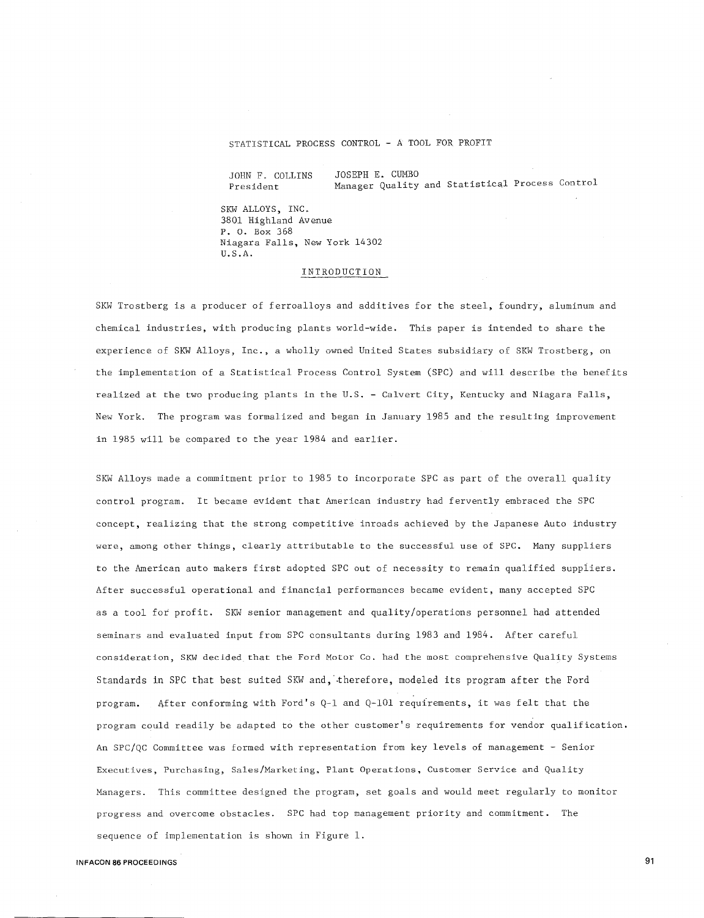# STATISTICAL PROCESS CONTROL - A TOOL FOR PROFIT

JOHN F. COLLINS
President

JOSEPH E. CUMBO
Manager Quality and Statistical Process Control

SKW ALLOYS, INC.
3801 Highland Avenue
P. O. Box 368
Niagara Falls, New York 14302
U.S.A.

## INTRODUCTION

SKW Trostberg is a producer of ferroalloys and additives for the steel, foundry, aluminum and chemical industries, with producing plants world-wide. This paper is intended to share the experience of SKW Alloys, Inc., a wholly owned United States subsidiary of SKW Trostberg, on the implementation of a Statistical Process Control System (SPC) and will describe the benefits realized at the two producing plants in the U.S. - Calvert City, Kentucky and Niagara Falls, New York. The program was formalized and began in January 1985 and the resulting improvement in 1985 will be compared to the year 1984 and earlier.

SKW Alloys made a commitment prior to 1985 to incorporate SPC as part of the overall quality control program. It became evident that American industry had fervently embraced the SPC concept, realizing that the strong competitive inroads achieved by the Japanese Auto industry were, among other things, clearly attributable to the successful use of SPC. Many suppliers to the American auto makers first adopted SPC out of necessity to remain qualified suppliers. After successful operational and financial performances became evident, many accepted SPC as a tool for profit. SKW senior management and quality/operations personnel had attended seminars and evaluated input from SPC consultants during 1983 and 1984. After careful consideration, SKW decided that the Ford Motor Co. had the most comprehensive Quality Systems Standards in SPC that best suited SKW and, therefore, modeled its program after the Ford program. After conforming with Ford's Q-1 and Q-101 requirements, it was felt that the program could readily be adapted to the other customer's requirements for vendor qualification. An SPC/QC Committee was formed with representation from key levels of management - Senior Executives, Purchasing, Sales/Marketing, Plant Operations, Customer Service and Quality Managers. This committee designed the program, set goals and would meet regularly to monitor progress and overcome obstacles. SPC had top management priority and commitment. The sequence of implementation is shown in Figure 1.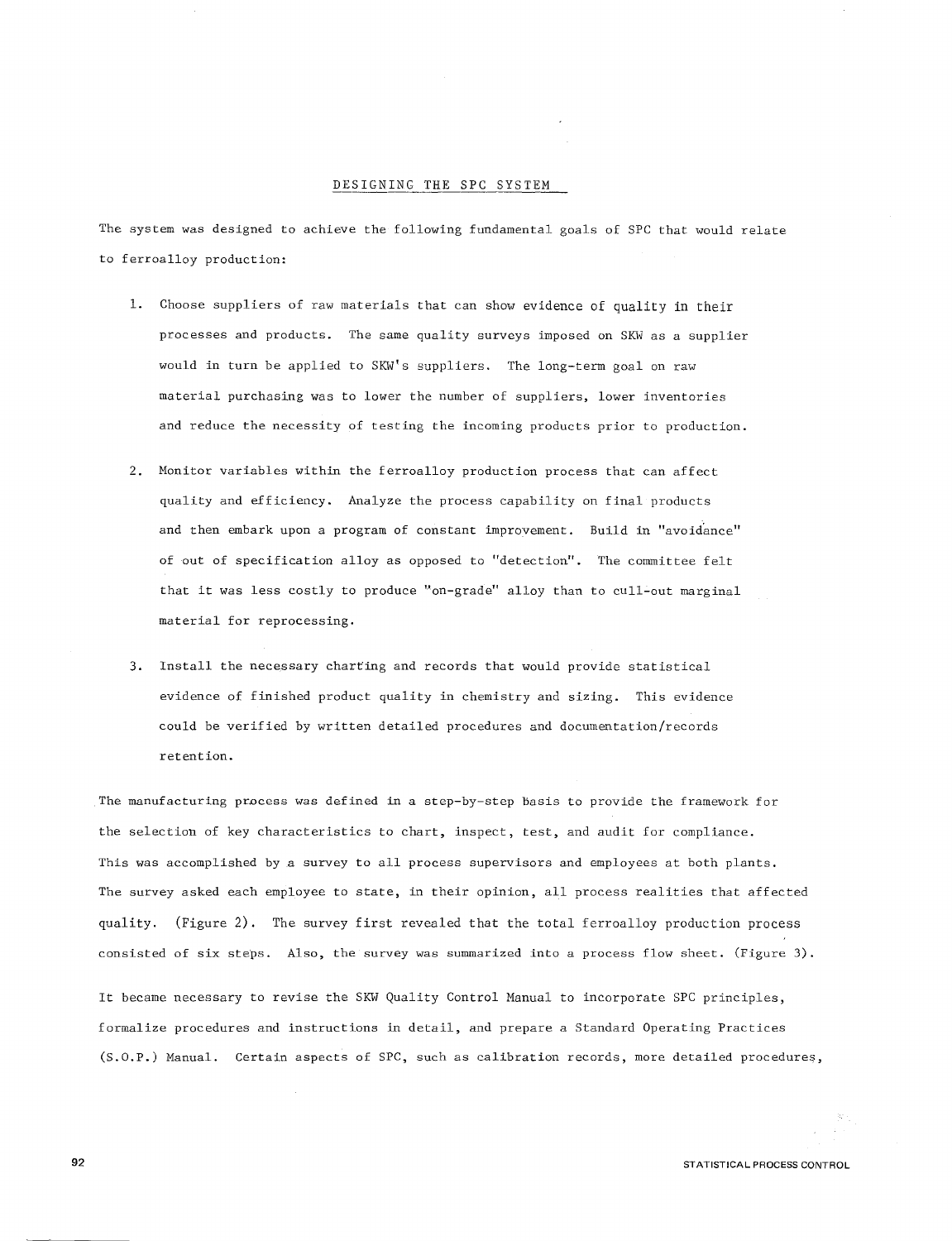## DESIGNING THE SPC SYSTEM

The system was designed to achieve the following fundamental goals of SPC that would relate to ferroalloy production:

1. Choose suppliers of raw materials that can show evidence of quality in their processes and products. The same quality surveys imposed on SKW as a supplier would in turn be applied to SKW's suppliers. The long-term goal on raw material purchasing was to lower the number of suppliers, lower inventories and reduce the necessity of testing the incoming products prior to production.

2. Monitor variables within the ferroalloy production process that can affect quality and efficiency. Analyze the process capability on final products and then embark upon a program of constant improvement. Build in "avoidance" of out of specification alloy as opposed to "detection". The committee felt that it was less costly to produce "on-grade" alloy than to cull-out marginal material for reprocessing.

3. Install the necessary charting and records that would provide statistical evidence of finished product quality in chemistry and sizing. This evidence could be verified by written detailed procedures and documentation/records retention.

The manufacturing process was defined in a step-by-step basis to provide the framework for the selection of key characteristics to chart, inspect, test, and audit for compliance. This was accomplished by a survey to all process supervisors and employees at both plants. The survey asked each employee to state, in their opinion, all process realities that affected quality. (Figure 2). The survey first revealed that the total ferroalloy production process consisted of six steps. Also, the survey was summarized into a process flow sheet. (Figure 3).

It became necessary to revise the SKW Quality Control Manual to incorporate SPC principles, formalize procedures and instructions in detail, and prepare a Standard Operating Practices (S.O.P.) Manual. Certain aspects of SPC, such as calibration records, more detailed procedures,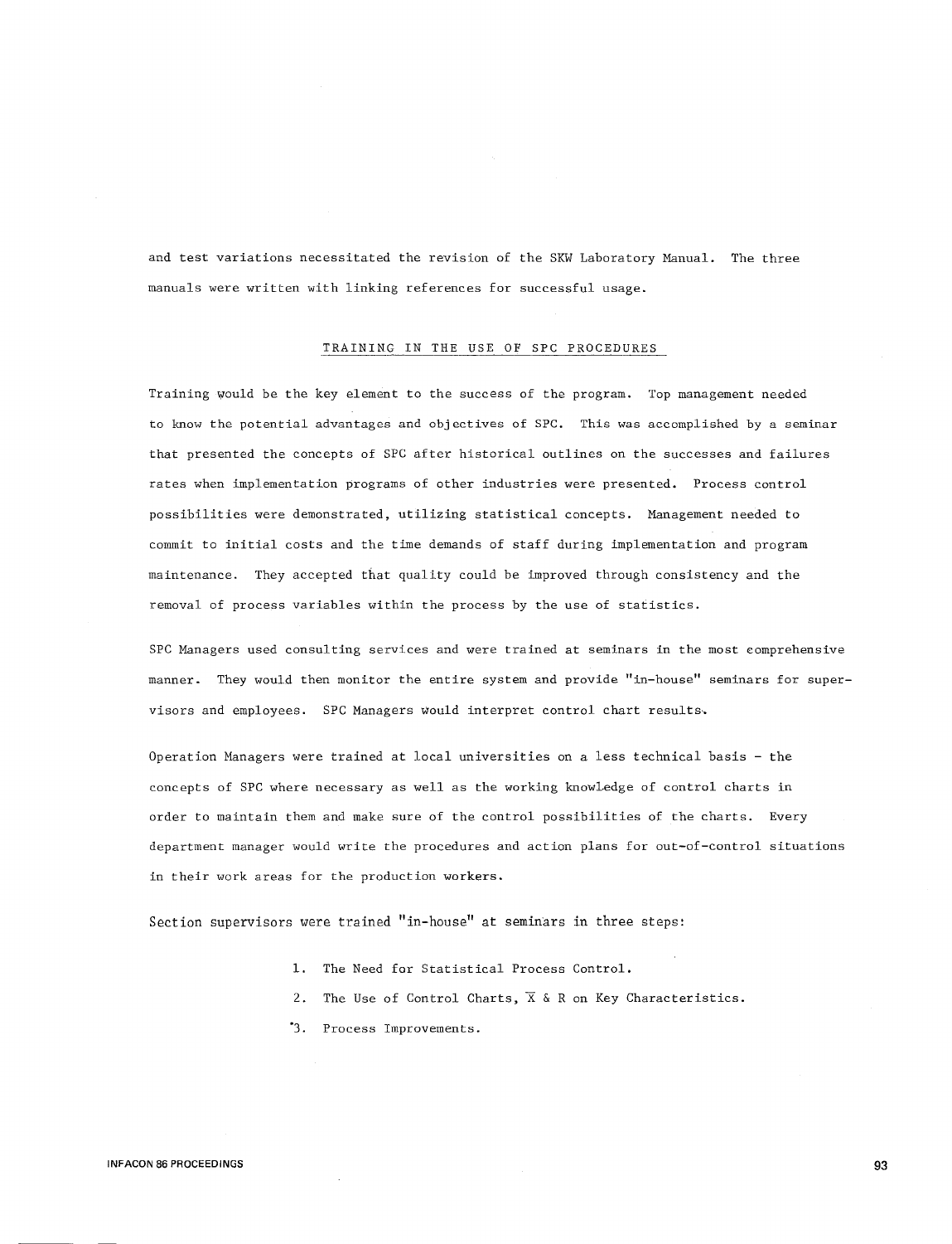and test variations necessitated the revision of the SKW Laboratory Manual. The three manuals were written with linking references for successful usage.

## TRAINING IN THE USE OF SPC PROCEDURES

Training would be the key element to the success of the program. Top management needed to know the potential advantages and objectives of SPC. This was accomplished by a seminar that presented the concepts of SPC after historical outlines on the successes and failures rates when implementation programs of other industries were presented. Process control possibilities were demonstrated, utilizing statistical concepts. Management needed to commit to initial costs and the time demands of staff during implementation and program maintenance. They accepted that quality could be improved through consistency and the removal of process variables within the process by the use of statistics.

SPC Managers used consulting services and were trained at seminars in the most comprehensive manner. They would then monitor the entire system and provide "in-house" seminars for supervisors and employees. SPC Managers would interpret control chart results.

Operation Managers were trained at local universities on a less technical basis - the concepts of SPC where necessary as well as the working knowledge of control charts in order to maintain them and make sure of the control possibilities of the charts. Every department manager would write the procedures and action plans for out-of-control situations in their work areas for the production workers.

Section supervisors were trained "in-house" at seminars in three steps:

1. The Need for Statistical Process Control.
2. The Use of Control Charts, $\overline{X}$ & R on Key Characteristics.
3. Process Improvements.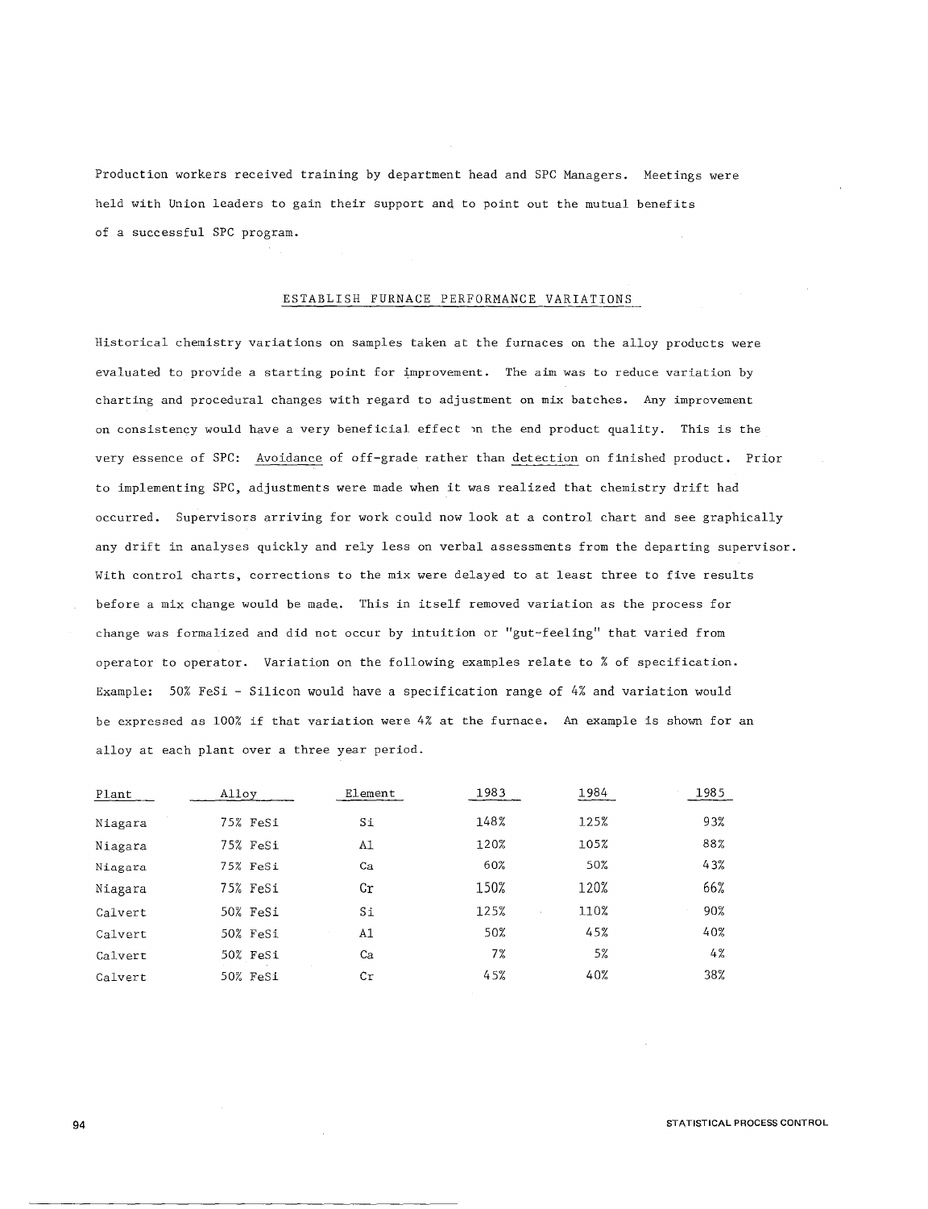Production workers received training by department head and SPC Managers. Meetings were held with Union leaders to gain their support and to point out the mutual benefits of a successful SPC program.

## ESTABLISH FURNACE PERFORMANCE VARIATIONS

Historical chemistry variations on samples taken at the furnaces on the alloy products were evaluated to provide a starting point for improvement. The aim was to reduce variation by charting and procedural changes with regard to adjustment on mix batches. Any improvement on consistency would have a very beneficial effect on the end product quality. This is the very essence of SPC: Avoidance of off-grade rather than detection on finished product. Prior to implementing SPC, adjustments were made when it was realized that chemistry drift had occurred. Supervisors arriving for work could now look at a control chart and see graphically any drift in analyses quickly and rely less on verbal assessments from the departing supervisor. With control charts, corrections to the mix were delayed to at least three to five results before a mix change would be made. This in itself removed variation as the process for change was formalized and did not occur by intuition or "gut-feeling" that varied from operator to operator. Variation on the following examples relate to % of specification. Example: 50% FeSi - Silicon would have a specification range of 4% and variation would be expressed as 100% if that variation were 4% at the furnace. An example is shown for an alloy at each plant over a three year period.

| Plant | Alloy | Element | 1983 | 1984 | 1985 |
|---|---|---|---|---|---|
| Niagara | 75% FeSi | Si | 148% | 125% | 93% |
| Niagara | 75% FeSi | Al | 120% | 105% | 88% |
| Niagara | 75% FeSi | Ca | 60% | 50% | 43% |
| Niagara | 75% FeSi | Cr | 150% | 120% | 66% |
| Calvert | 50% FeSi | Si | 125% | 110% | 90% |
| Calvert | 50% FeSi | Al | 50% | 45% | 40% |
| Calvert | 50% FeSi | Ca | 7% | 5% | 4% |
| Calvert | 50% FeSi | Cr | 45% | 40% | 38% |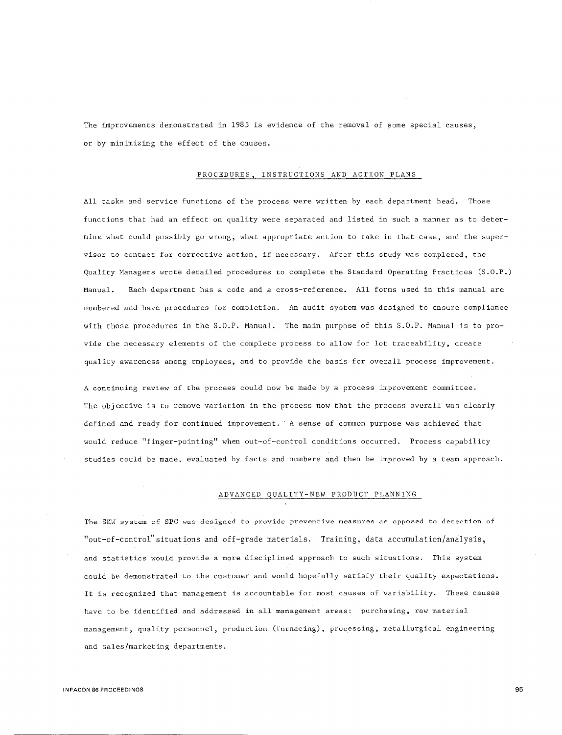The improvements demonstrated in 1985 is evidence of the removal of some special causes, or by minimizing the effect of the causes.

## PROCEDURES, INSTRUCTIONS AND ACTION PLANS

All tasks and service functions of the process were written by each department head. Those functions that had an effect on quality were separated and listed in such a manner as to determine what could possibly go wrong, what appropriate action to take in that case, and the supervisor to contact for corrective action, if necessary. After this study was completed, the Quality Managers wrote detailed procedures to complete the Standard Operating Practices (S.O.P.) Manual. Each department has a code and a cross-reference. All forms used in this manual are numbered and have procedures for completion. An audit system was designed to ensure compliance with those procedures in the S.O.P. Manual. The main purpose of this S.O.P. Manual is to provide the necessary elements of the complete process to allow for lot traceability, create quality awareness among employees, and to provide the basis for overall process improvement.

A continuing review of the process could now be made by a process improvement committee. The objective is to remove variation in the process now that the process overall was clearly defined and ready for continued improvement. A sense of common purpose was achieved that would reduce "finger-pointing" when out-of-control conditions occurred. Process capability studies could be made, evaluated by facts and numbers and then be improved by a team approach.

## ADVANCED QUALITY-NEW PRODUCT PLANNING

The SKW system of SPC was designed to provide preventive measures as opposed to detection of "out-of-control" situations and off-grade materials. Training, data accumulation/analysis, and statistics would provide a more disciplined approach to such situations. This system could be demonstrated to the customer and would hopefully satisfy their quality expectations. It is recognized that management is accountable for most causes of variability. These causes have to be identified and addressed in all management areas: purchasing, raw material management, quality personnel, production (furnacing), processing, metallurgical engineering and sales/marketing departments.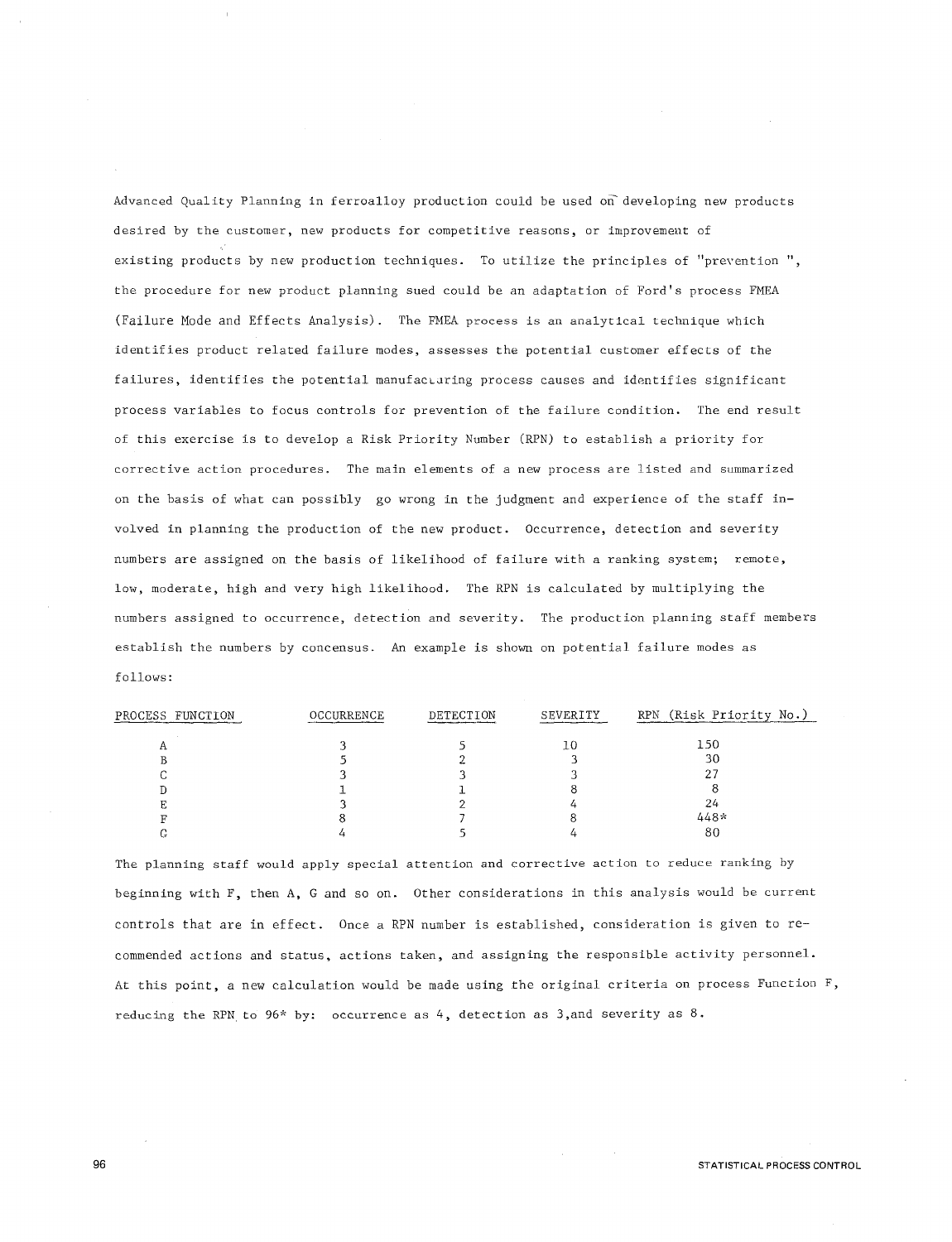Advanced Quality Planning in ferroalloy production could be used on developing new products desired by the customer, new products for competitive reasons, or improvement of existing products by new production techniques. To utilize the principles of "prevention ", the procedure for new product planning sued could be an adaptation of Ford's process FMEA (Failure Mode and Effects Analysis). The FMEA process is an analytical technique which identifies product related failure modes, assesses the potential customer effects of the failures, identifies the potential manufacturing process causes and identifies significant process variables to focus controls for prevention of the failure condition. The end result of this exercise is to develop a Risk Priority Number (RPN) to establish a priority for corrective action procedures. The main elements of a new process are listed and summarized on the basis of what can possibly go wrong in the judgment and experience of the staff involved in planning the production of the new product. Occurrence, detection and severity numbers are assigned on the basis of likelihood of failure with a ranking system; remote, low, moderate, high and very high likelihood. The RPN is calculated by multiplying the numbers assigned to occurrence, detection and severity. The production planning staff members establish the numbers by concensus. An example is shown on potential failure modes as follows:

| PROCESS FUNCTION | OCCURRENCE | DETECTION | SEVERITY | RPN (Risk Priority No.) |
|---|---|---|---|---|
| A | 3 | 5 | 10 | 150 |
| B | 5 | 2 | 3 | 30 |
| C | 3 | 3 | 3 | 27 |
| D | 1 | 1 | 8 | 8 |
| E | 3 | 2 | 4 | 24 |
| F | 8 | 7 | 8 | 448* |
| G | 4 | 5 | 4 | 80 |

The planning staff would apply special attention and corrective action to reduce ranking by beginning with F, then A, G and so on. Other considerations in this analysis would be current controls that are in effect. Once a RPN number is established, consideration is given to recommended actions and status, actions taken, and assigning the responsible activity personnel. At this point, a new calculation would be made using the original criteria on process Function F, reducing the RPN to 96* by: occurrence as 4, detection as 3,and severity as 8.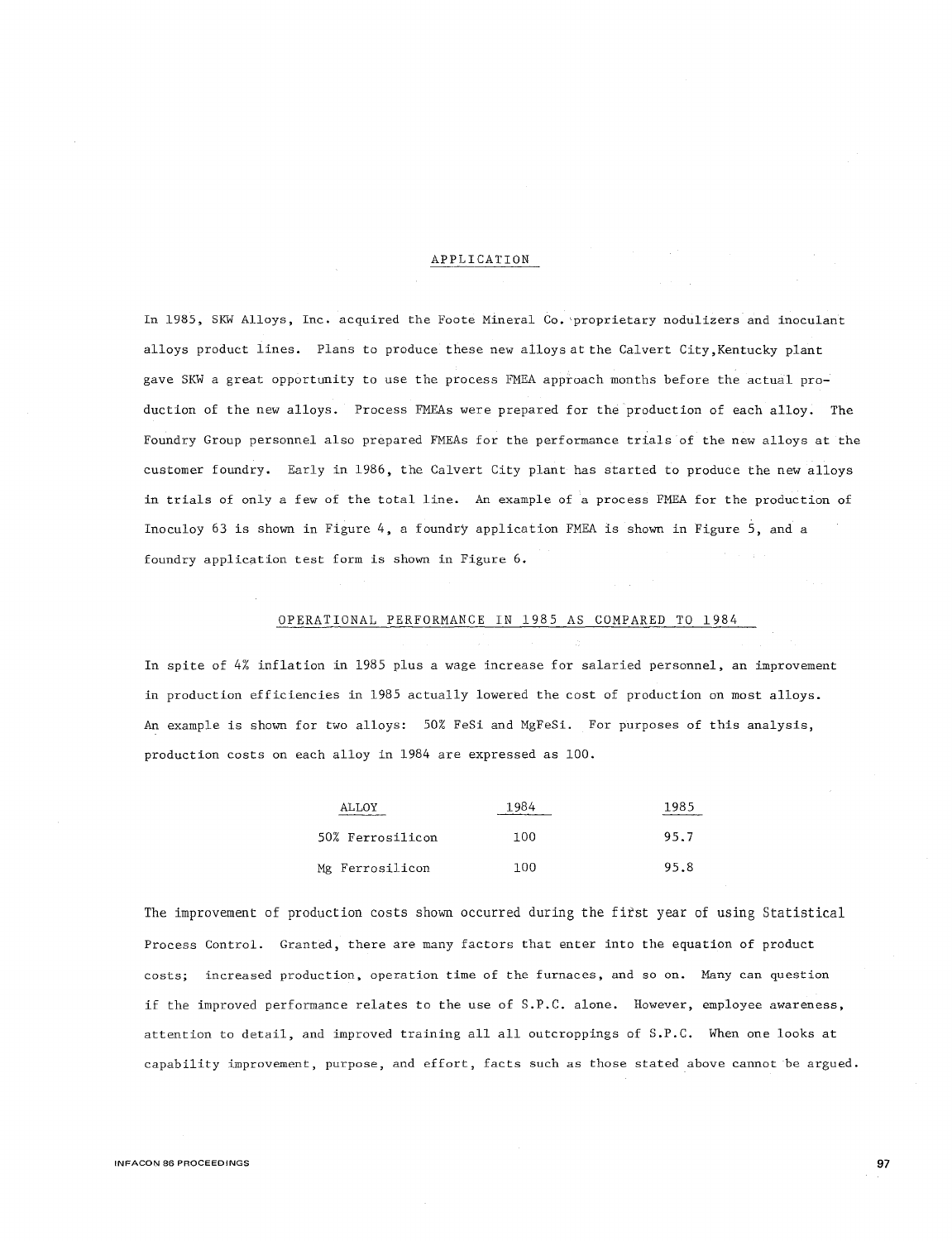## APPLICATION

In 1985, SKW Alloys, Inc. acquired the Foote Mineral Co. proprietary nodulizers and inoculant alloys product lines. Plans to produce these new alloys at the Calvert City,Kentucky plant gave SKW a great opportunity to use the process FMEA approach months before the actual production of the new alloys. Process FMEAs were prepared for the production of each alloy. The Foundry Group personnel also prepared FMEAs for the performance trials of the new alloys at the customer foundry. Early in 1986, the Calvert City plant has started to produce the new alloys in trials of only a few of the total line. An example of a process FMEA for the production of Inoculoy 63 is shown in Figure 4, a foundry application FMEA is shown in Figure 5, and a foundry application test form is shown in Figure 6.

## OPERATIONAL PERFORMANCE IN 1985 AS COMPARED TO 1984

In spite of 4% inflation in 1985 plus a wage increase for salaried personnel, an improvement in production efficiencies in 1985 actually lowered the cost of production on most alloys. An example is shown for two alloys: 50% FeSi and MgFeSi. For purposes of this analysis, production costs on each alloy in 1984 are expressed as 100.

| ALLOY | 1984 | 1985 |
|---|---|---|
| 50% Ferrosilicon | 100 | 95.7 |
| Mg Ferrosilicon | 100 | 95.8 |

The improvement of production costs shown occurred during the first year of using Statistical Process Control. Granted, there are many factors that enter into the equation of product costs; increased production, operation time of the furnaces, and so on. Many can question if the improved performance relates to the use of S.P.C. alone. However, employee awareness, attention to detail, and improved training all all outcroppings of S.P.C. When one looks at capability improvement, purpose, and effort, facts such as those stated above cannot be argued.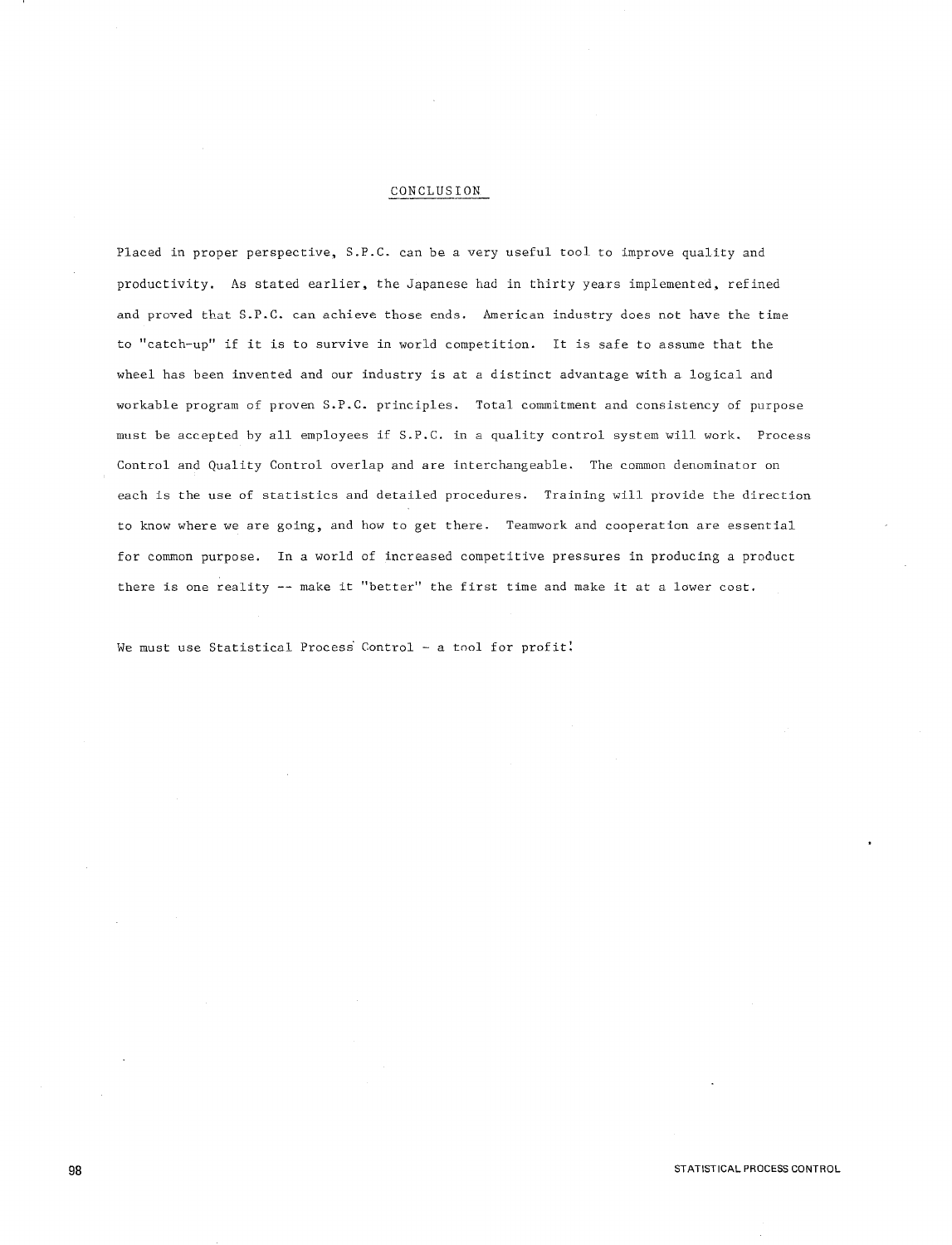## CONCLUSION

Placed in proper perspective, S.P.C. can be a very useful tool to improve quality and productivity. As stated earlier, the Japanese had in thirty years implemented, refined and proved that S.P.C. can achieve those ends. American industry does not have the time to "catch-up" if it is to survive in world competition. It is safe to assume that the wheel has been invented and our industry is at a distinct advantage with a logical and workable program of proven S.P.C. principles. Total commitment and consistency of purpose must be accepted by all employees if S.P.C. in a quality control system will work. Process Control and Quality Control overlap and are interchangeable. The common denominator on each is the use of statistics and detailed procedures. Training will provide the direction to know where we are going, and how to get there. Teamwork and cooperation are essential for common purpose. In a world of increased competitive pressures in producing a product there is one reality -- make it "better" the first time and make it at a lower cost.

We must use Statistical Process Control - a tool for profit!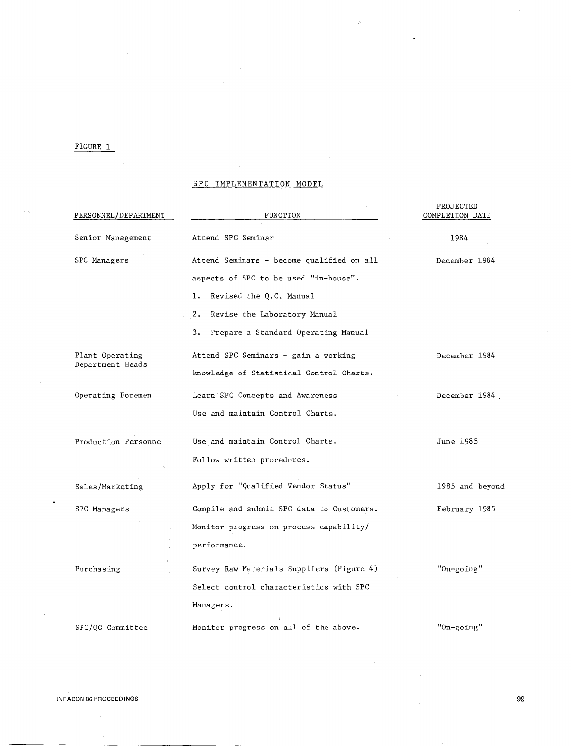FIGURE 1

SPC IMPLEMENTATION MODEL

| PERSONNEL/DEPARTMENT | FUNCTION | PROJECTED COMPLETION DATE |
|---|---|---|
| Senior Management | Attend SPC Seminar | 1984 |
| SPC Managers | Attend Seminars - become qualified on all aspects of SPC to be used "in-house".<br>1. Revised the Q.C. Manual<br>2. Revise the Laboratory Manual<br>3. Prepare a Standard Operating Manual | December 1984 |
| Plant Operating Department Heads | Attend SPC Seminars - gain a working knowledge of Statistical Control Charts. | December 1984 |
| Operating Foremen | Learn SPC Concepts and Awareness<br>Use and maintain Control Charts. | December 1984 |
| Production Personnel | Use and maintain Control Charts.<br>Follow written procedures. | June 1985 |
| Sales/Marketing | Apply for "Qualified Vendor Status" | 1985 and beyond |
| SPC Managers | Compile and submit SPC data to Customers.<br>Monitor progress on process capability/ performance. | February 1985 |
| Purchasing | Survey Raw Materials Suppliers (Figure 4)<br>Select control characteristics with SPC Managers. | "On-going" |
| SPC/QC Committee | Monitor progress on all of the above. | "On-going" |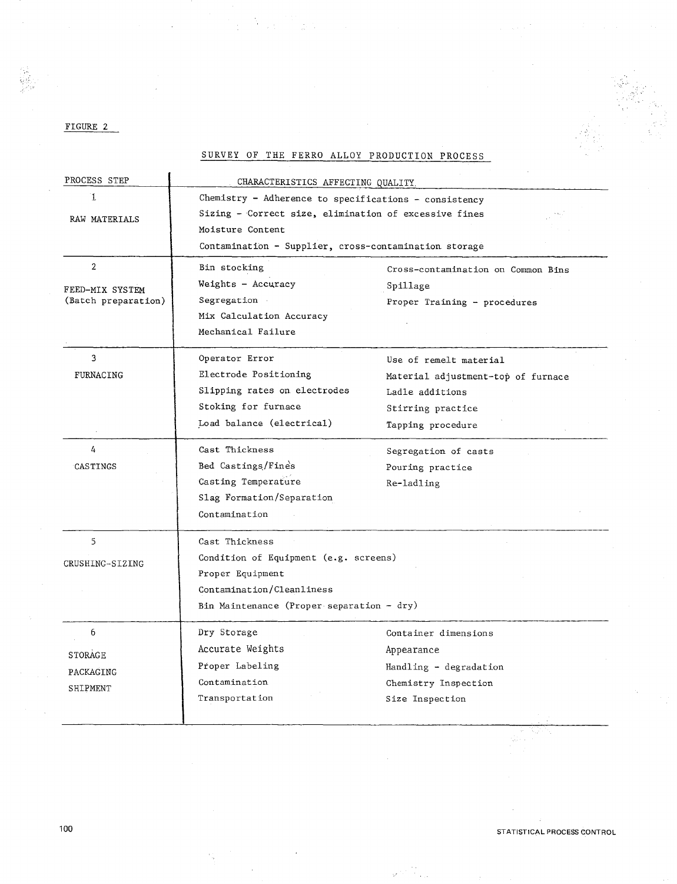FIGURE 2

## SURVEY OF THE FERRO ALLOY PRODUCTION PROCESS

| PROCESS STEP | CHARACTERISTICS AFFECTING QUALITY | |
|---|---|---|
| 1<br>RAW MATERIALS | Chemistry - Adherence to specifications - consistency<br>Sizing - Correct size, elimination of excessive fines<br>Moisture Content<br>Contamination - Supplier, cross-contamination storage | |
| 2<br>FEED-MIX SYSTEM<br>(Batch preparation) | Bin stocking<br>Weights - Accuracy<br>Segregation<br>Mix Calculation Accuracy<br>Mechanical Failure | Cross-contamination on Common Bins<br>Spillage<br>Proper Training - procedures |
| 3<br>FURNACING | Operator Error<br>Electrode Positioning<br>Slipping rates on electrodes<br>Stoking for furnace<br>Load balance (electrical) | Use of remelt material<br>Material adjustment-top of furnace<br>Ladle additions<br>Stirring practice<br>Tapping procedure |
| 4<br>CASTINGS | Cast Thickness<br>Bed Castings/Fines<br>Casting Temperature<br>Slag Formation/Separation<br>Contamination | Segregation of casts<br>Pouring practice<br>Re-ladling |
| 5<br>CRUSHING-SIZING | Cast Thickness<br>Condition of Equipment (e.g. screens)<br>Proper Equipment<br>Contamination/Cleanliness<br>Bin Maintenance (Proper separation - dry) | |
| 6<br>STORAGE<br>PACKAGING<br>SHIPMENT | Dry Storage<br>Accurate Weights<br>Proper Labeling<br>Contamination<br>Transportation | Container dimensions<br>Appearance<br>Handling - degradation<br>Chemistry Inspection<br>Size Inspection |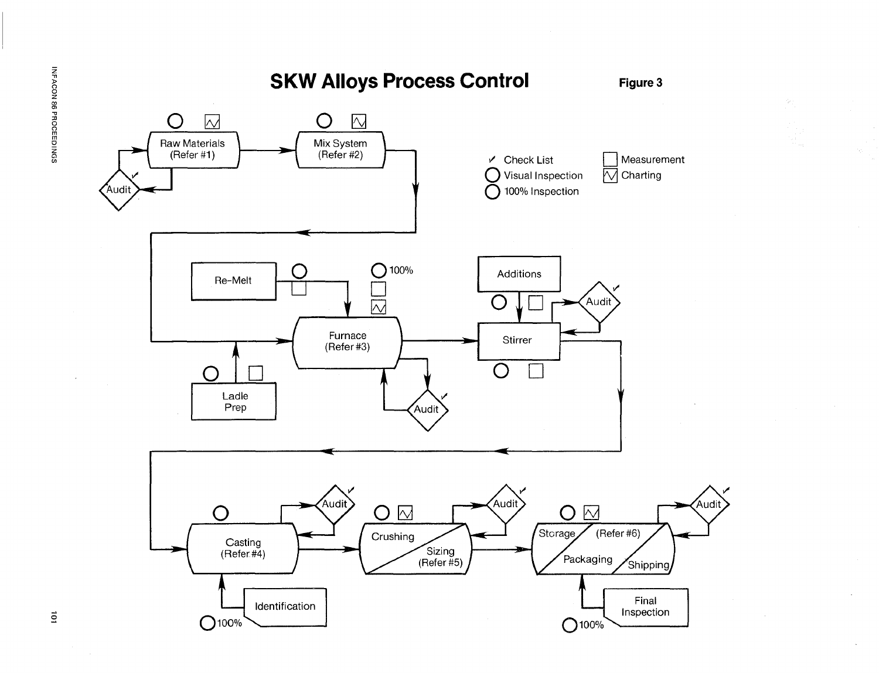# SKW Alloys Process Control

**Figure 3**

✓ Check List
○ Visual Inspection
○ 100% Inspection
□ Measurement
⍀ Charting

Raw Materials (Refer #1)

Audit

Mix System (Refer #2)

Re-Melt

100%

Furnace (Refer #3)

Ladle Prep

Audit

Additions

Stirrer

Audit

Casting (Refer #4)

Audit

Identification

100%

Crushing / Sizing (Refer #5)

Audit

Storage / (Refer #6) / Packaging / Shipping

Audit

Final Inspection

100%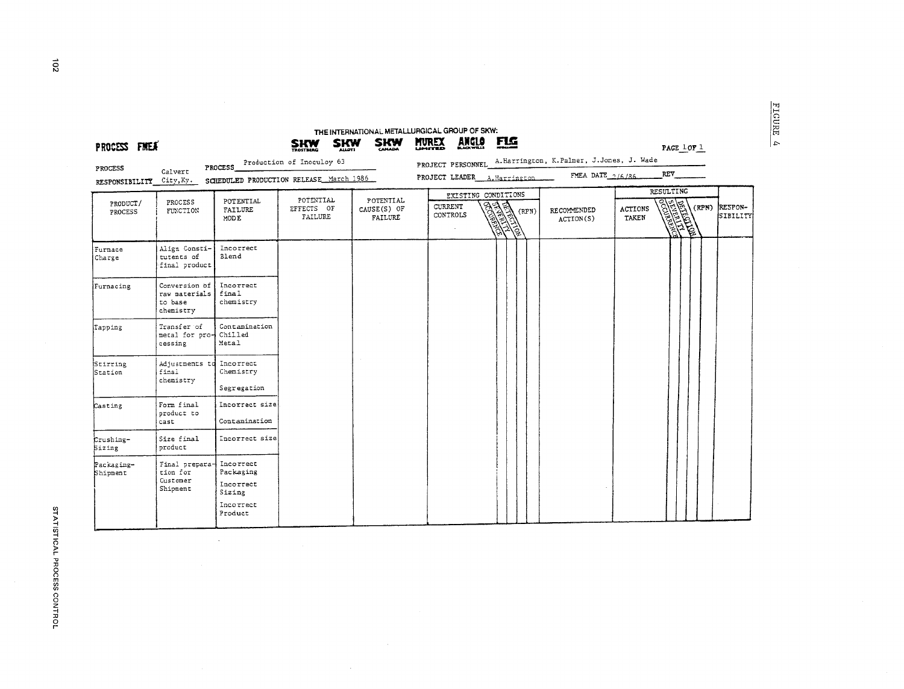FIGURE 4

THE INTERNATIONAL METALLURGICAL GROUP OF SKW:

SKW TROSTBERG SKW ALLOYS SKW CANADA MUREX LIMITED ANGLO BLACKWELLS FLG

**PROCESS FMEA**

PAGE 1 OF 1

PROCESS RESPONSIBILITY Calvert City, Ky. PROCESS Production of Inoculoy 63

SCHEDULED PRODUCTION RELEASE March 1986

PROJECT PERSONNEL A.Harrington, K.Palmer, J.Jones, J. Wade

PROJECT LEADER A.Harrington FMEA DATE 2/6/86 REV \_\_\_\_\_\_

| PRODUCT/ PROCESS | PROCESS FUNCTION | POTENTIAL FAILURE MODE | POTENTIAL EFFECTS OF FAILURE | POTENTIAL CAUSE(S) OF FAILURE | EXISTING CONDITIONS | | | | | RECOMMENDED ACTION(S) | RESULTING | | | | | RESPONSIBILITY |
|---|---|---|---|---|---|---|---|---|---|---|---|---|---|---|---|---|
| | | | | | CURRENT CONTROLS | OCCURRENCE | SEVERITY | DETECTION | (RPN) | | ACTIONS TAKEN | OCCURRENCE | SEVERITY | DETECTION | (RPN) | |
| Furnace Charge | Align Constitutents of final product | Incorrect Blend | | | | | | | | | | | | | | |
| Furnacing | Conversion of raw materials to base chemistry | Incorrect final chemistry | | | | | | | | | | | | | | |
| Tapping | Transfer of metal for processing | Contamination Chilled Metal | | | | | | | | | | | | | | |
| Stirring Station | Adjustments to final chemistry | Incorrect Chemistry<br>Segregation | | | | | | | | | | | | | | |
| Casting | Form final product to cast | Incorrect size<br>Contamination | | | | | | | | | | | | | | |
| Crushing-Sizing | Size final product | Incorrect size | | | | | | | | | | | | | | |
| Packaging-Shipment | Final preparation for Customer Shipment | Incorrect Packaging<br>Incorrect Sizing<br>Incorrect Product | | | | | | | | | | | | | | |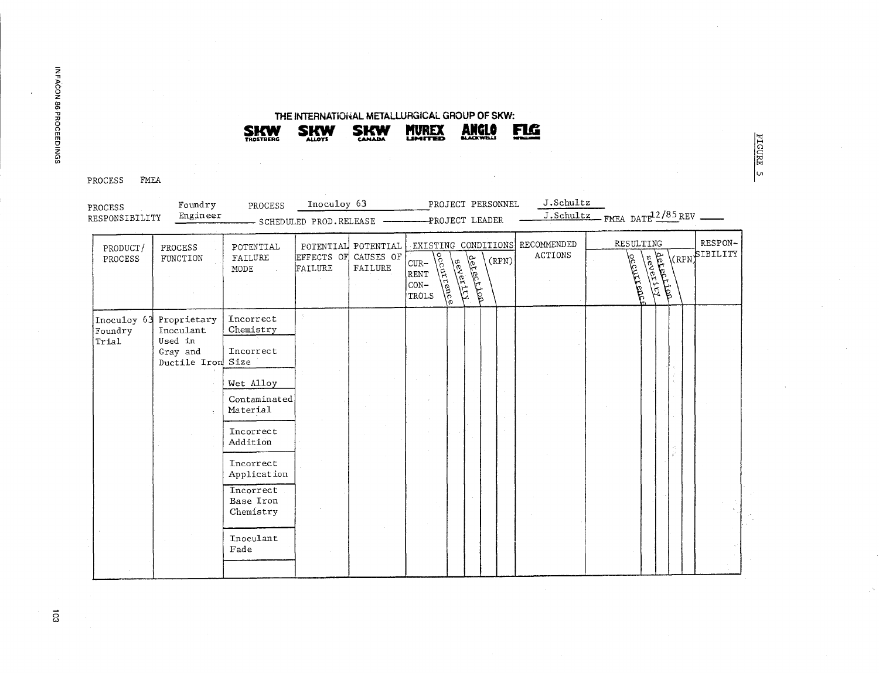THE INTERNATIONAL METALLURGICAL GROUP OF SKW:

SKW TROSTBERG | SKW ALLOYS | SKW CANADA | MUREX LIMITED | ANGLO BLACKWELLS | FLG

PROCESS FMEA

PROCESS RESPONSIBILITY: Foundry Engineer — PROCESS: Inoculoy 63 — SCHEDULED PROD. RELEASE: ______ — PROJECT PERSONNEL: J.Schultz — PROJECT LEADER: J.Schultz — FMEA DATE: 12/85 — REV: ______

| PRODUCT/PROCESS | PROCESS FUNCTION | POTENTIAL FAILURE MODE | POTENTIAL EFFECTS OF FAILURE | POTENTIAL CAUSES OF FAILURE | EXISTING CONDITIONS: CURRENT CONTROLS | occurrence | severity | detection | (RPN) | RECOMMENDED ACTIONS | RESULTING | occurrence | severity | detection | (RPN) | RESPONSIBILITY |
|---|---|---|---|---|---|---|---|---|---|---|---|---|---|---|---|---|
| Inoculoy 63 Foundry Trial | Proprietary Inoculant Used in Gray and Ductile Iron | Incorrect Chemistry | | | | | | | | | | | | | | |
| | | Incorrect Size | | | | | | | | | | | | | | |
| | | Wet Alloy | | | | | | | | | | | | | | |
| | | Contaminated Material | | | | | | | | | | | | | | |
| | | Incorrect Addition | | | | | | | | | | | | | | |
| | | Incorrect Application | | | | | | | | | | | | | | |
| | | Incorrect Base Iron Chemistry | | | | | | | | | | | | | | |
| | | Inoculant Fade | | | | | | | | | | | | | | |

FIGURE 5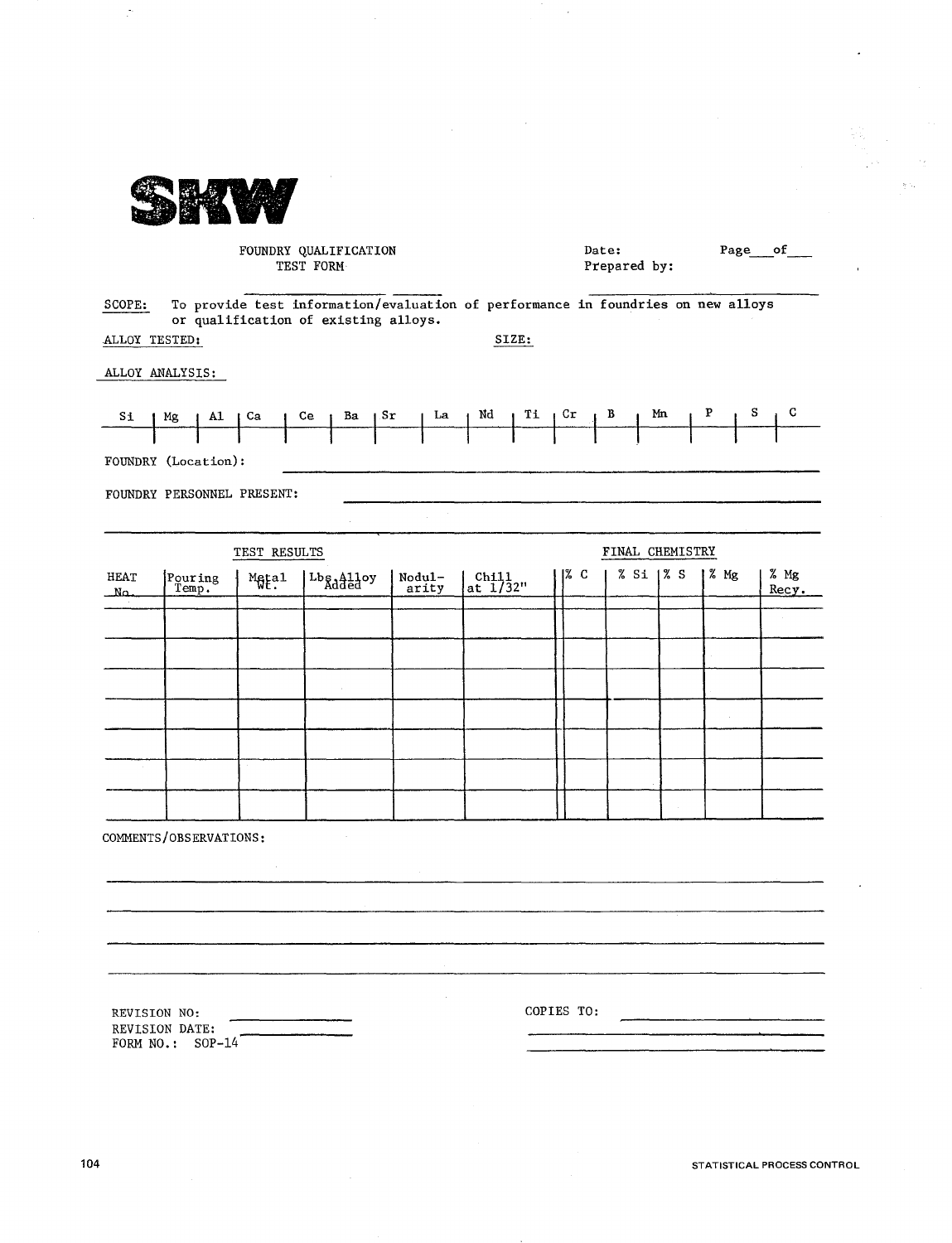SKW

FOUNDRY QUALIFICATION
TEST FORM

Date: ____________ Page ___ of ___
Prepared by: ____________

SCOPE: To provide test information/evaluation of performance in foundries on new alloys or qualification of existing alloys.

ALLOY TESTED: ____________ SIZE: ____________

ALLOY ANALYSIS:

| Si | Mg | Al | Ca | Ce | Ba | Sr | La | Nd | Ti | Cr | B | Mn | P | S | C |
|---|---|---|---|---|---|---|---|---|---|---|---|---|---|---|---|
| | | | | | | | | | | | | | | | |

FOUNDRY (Location): ____________

FOUNDRY PERSONNEL PRESENT: ____________

| TEST RESULTS | | | | | | FINAL CHEMISTRY | | | | |
|---|---|---|---|---|---|---|---|---|---|---|
| HEAT No. | Pouring Temp. | Metal Wt. | Lbs. Alloy Added | Nodularity | Chill at 1/32" | % C | % Si | % S | % Mg | % Mg Recy. |
| | | | | | | | | | | |
| | | | | | | | | | | |
| | | | | | | | | | | |
| | | | | | | | | | | |
| | | | | | | | | | | |
| | | | | | | | | | | |
| | | | | | | | | | | |

COMMENTS/OBSERVATIONS:

REVISION NO: ____________
REVISION DATE: ____________
FORM NO.: SOP-14

COPIES TO: ____________